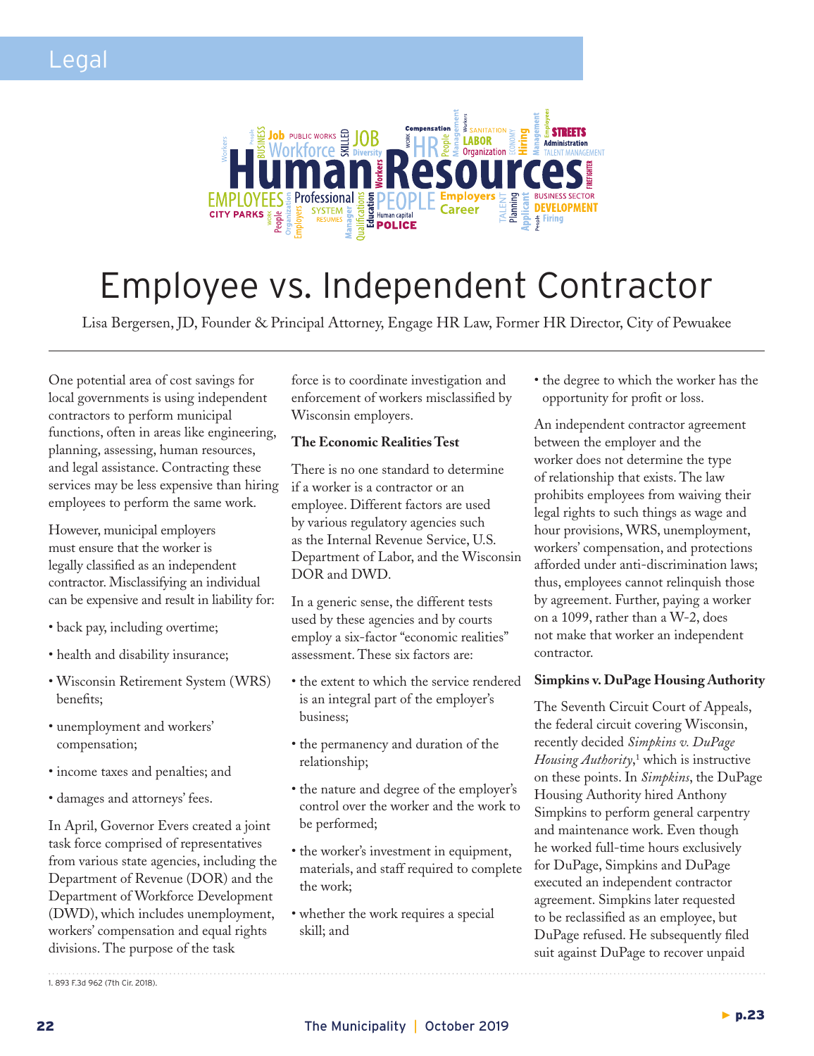# Employee vs. Independent Contractor

Lisa Bergersen, JD, Founder & Principal Attorney, Engage HR Law, Former HR Director, City of Pewaukee

One potential area of cost savings for local governments is using independent contractors to perform municipal functions, often in areas like engineering, planning, assessing, human resources, and legal assistance. Contracting these services may be less expensive than hiring employees to perform the same work.

However, municipal employers must ensure that the worker is legally classified as an independent contractor. Misclassifying an individual can be expensive and result in liability for:

- back pay, including overtime;
- health and disability insurance;
- Wisconsin Retirement System (WRS) benefits;
- unemployment and workers' compensation;
- income taxes and penalties; and
- damages and attorneys' fees.

In April, Governor Evers created a joint task force comprised of representatives from various state agencies, including the Department of Revenue (DOR) and the Department of Workforce Development (DWD), which includes unemployment, workers' compensation and equal rights divisions. The purpose of the task force is to coordinate investigation and enforcement of workers misclassified by Wisconsin employers.

**The Economic Realities Test**

There is no one standard to determine if a worker is a contractor or an employee. Different factors are used by various regulatory agencies such as the Internal Revenue Service, U.S. Department of Labor, and the Wisconsin DOR and DWD.

In a generic sense, the different tests used by these agencies and by courts employ a six-factor "economic realities" assessment. These six factors are:

- the extent to which the service rendered is an integral part of the employer's business;
- the permanency and duration of the relationship;
- the nature and degree of the employer's control over the worker and the work to be performed;
- the worker's investment in equipment, materials, and staff required to complete the work;
- whether the work requires a special skill; and
- the degree to which the worker has the opportunity for profit or loss.

An independent contractor agreement between the employer and the worker does not determine the type of relationship that exists. The law prohibits employees from waiving their legal rights to such things as wage and hour provisions, WRS, unemployment, workers' compensation, and protections afforded under anti-discrimination laws; thus, employees cannot relinquish those by agreement. Further, paying a worker on a 1099, rather than a W-2, does not make that worker an independent contractor.

**Simpkins v. DuPage Housing Authority**

The Seventh Circuit Court of Appeals, the federal circuit covering Wisconsin, recently decided *Simpkins v. DuPage Housing Authority*,[1] which is instructive on these points. In *Simpkins*, the DuPage Housing Authority hired Anthony Simpkins to perform general carpentry and maintenance work. Even though he worked full-time hours exclusively for DuPage, Simpkins and DuPage executed an independent contractor agreement. Simpkins later requested to be reclassified as an employee, but DuPage refused. He subsequently filed suit against DuPage to recover unpaid

1. 893 F.3d 962 (7th Cir. 2018).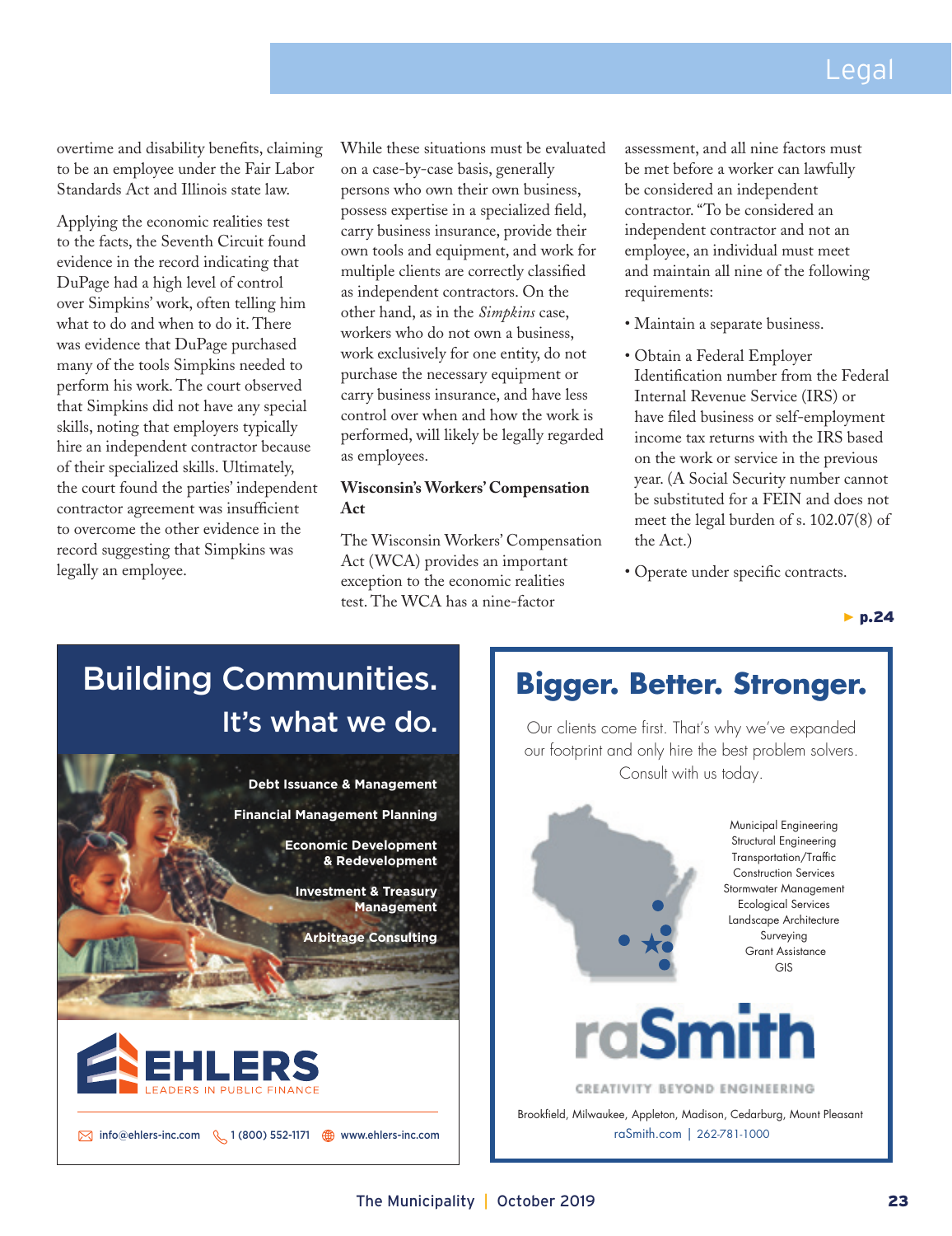overtime and disability benefits, claiming to be an employee under the Fair Labor Standards Act and Illinois state law.

Applying the economic realities test to the facts, the Seventh Circuit found evidence in the record indicating that DuPage had a high level of control over Simpkins' work, often telling him what to do and when to do it. There was evidence that DuPage purchased many of the tools Simpkins needed to perform his work. The court observed that Simpkins did not have any special skills, noting that employers typically hire an independent contractor because of their specialized skills. Ultimately, the court found the parties' independent contractor agreement was insufficient to overcome the other evidence in the record suggesting that Simpkins was legally an employee.

While these situations must be evaluated on a case-by-case basis, generally persons who own their own business, possess expertise in a specialized field, carry business insurance, provide their own tools and equipment, and work for multiple clients are correctly classified as independent contractors. On the other hand, as in the *Simpkins* case, workers who do not own a business, work exclusively for one entity, do not purchase the necessary equipment or carry business insurance, and have less control over when and how the work is performed, will likely be legally regarded as employees.

### Wisconsin's Workers' Compensation Act

The Wisconsin Workers' Compensation Act (WCA) provides an important exception to the economic realities test. The WCA has a nine-factor assessment, and all nine factors must be met before a worker can lawfully be considered an independent contractor. "To be considered an independent contractor and not an employee, an individual must meet and maintain all nine of the following requirements:

- Maintain a separate business.
- Obtain a Federal Employer Identification number from the Federal Internal Revenue Service (IRS) or have filed business or self-employment income tax returns with the IRS based on the work or service in the previous year. (A Social Security number cannot be substituted for a FEIN and does not meet the legal burden of s. 102.07(8) of the Act.)
- Operate under specific contracts.

► p.24

---

**Building Communities.**
**It's what we do.**

Debt Issuance & Management
Financial Management Planning
Economic Development & Redevelopment
Investment & Treasury Management
Arbitrage Consulting

**EHLERS** LEADERS IN PUBLIC FINANCE

info@ehlers-inc.com | 1 (800) 552-1171 | www.ehlers-inc.com

---

**Bigger. Better. Stronger.**

Our clients come first. That's why we've expanded our footprint and only hire the best problem solvers. Consult with us today.

Municipal Engineering
Structural Engineering
Transportation/Traffic
Construction Services
Stormwater Management
Ecological Services
Landscape Architecture
Surveying
Grant Assistance
GIS

**raSmith**
CREATIVITY BEYOND ENGINEERING

Brookfield, Milwaukee, Appleton, Madison, Cedarburg, Mount Pleasant
raSmith.com | 262-781-1000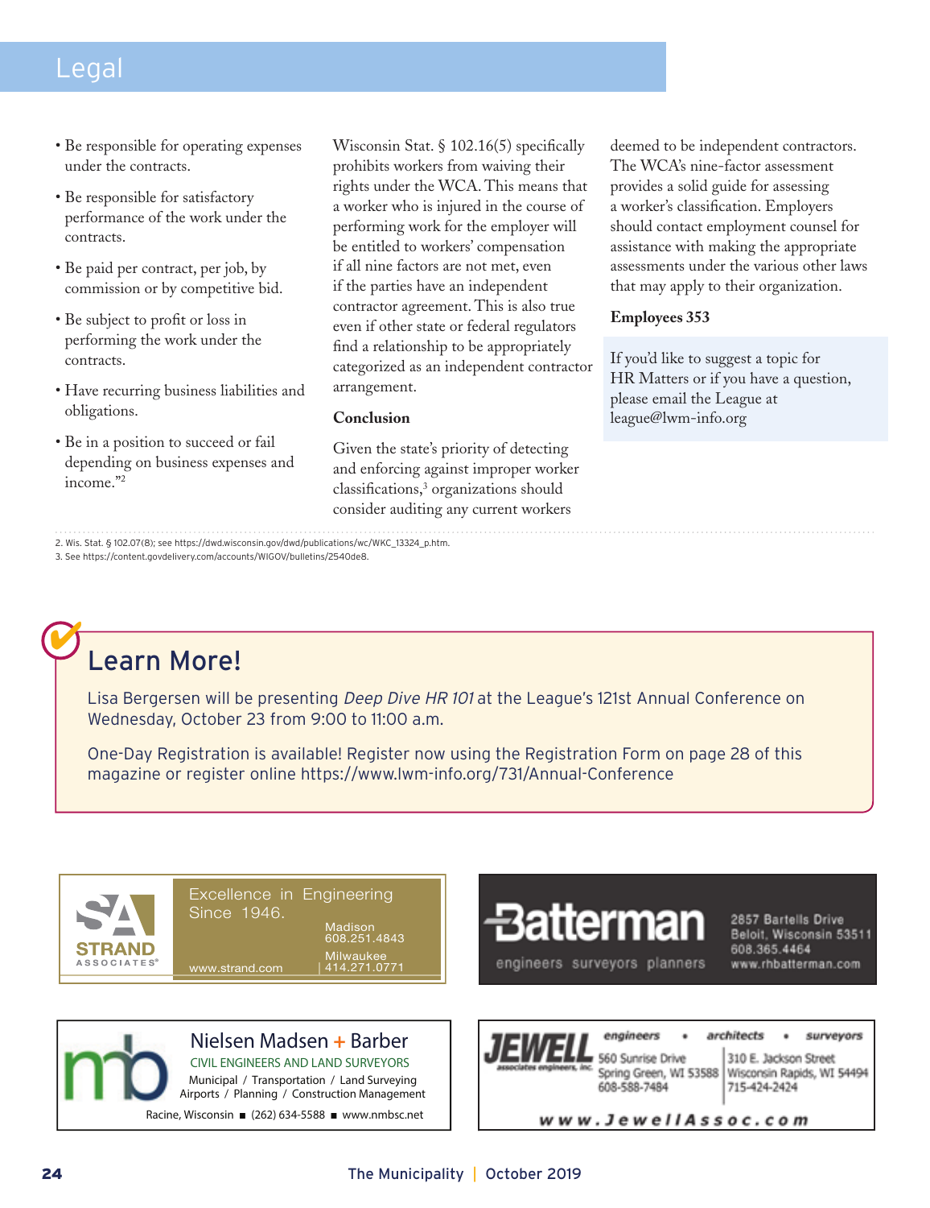- Be responsible for operating expenses under the contracts.
- Be responsible for satisfactory performance of the work under the contracts.
- Be paid per contract, per job, by commission or by competitive bid.
- Be subject to profit or loss in performing the work under the contracts.
- Have recurring business liabilities and obligations.
- Be in a position to succeed or fail depending on business expenses and income."[2]

Wisconsin Stat. § 102.16(5) specifically prohibits workers from waiving their rights under the WCA. This means that a worker who is injured in the course of performing work for the employer will be entitled to workers' compensation if all nine factors are not met, even if the parties have an independent contractor agreement. This is also true even if other state or federal regulators find a relationship to be appropriately categorized as an independent contractor arrangement.

**Conclusion**

Given the state's priority of detecting and enforcing against improper worker classifications,[3] organizations should consider auditing any current workers deemed to be independent contractors. The WCA's nine-factor assessment provides a solid guide for assessing a worker's classification. Employers should contact employment counsel for assistance with making the appropriate assessments under the various other laws that may apply to their organization.

**Employees 353**

If you'd like to suggest a topic for HR Matters or if you have a question, please email the League at league@lwm-info.org

2. Wis. Stat. § 102.07(8); see https://dwd.wisconsin.gov/dwd/publications/wc/WKC_13324_p.htm.
3. See https://content.govdelivery.com/accounts/WIGOV/bulletins/2540de8.

## Learn More!

Lisa Bergersen will be presenting *Deep Dive HR 101* at the League's 121st Annual Conference on Wednesday, October 23 from 9:00 to 11:00 a.m.

One-Day Registration is available! Register now using the Registration Form on page 28 of this magazine or register online https://www.lwm-info.org/731/Annual-Conference

STRAND ASSOCIATES® — Excellence in Engineering Since 1946. — www.strand.com — Madison 608.251.4843 — Milwaukee 414.271.0771

Batterman — engineers surveyors planners — 2857 Bartells Drive, Beloit, Wisconsin 53511 — 608.365.4464 — www.rhbatterman.com

Nielsen Madsen + Barber — CIVIL ENGINEERS AND LAND SURVEYORS — Municipal / Transportation / Land Surveying — Airports / Planning / Construction Management — Racine, Wisconsin ■ (262) 634-5588 ■ www.nmbsc.net

JEWELL associates engineers, inc. — engineers • architects • surveyors — 560 Sunrise Drive, Spring Green, WI 53588, 608-588-7484 — 310 E. Jackson Street, Wisconsin Rapids, WI 54494, 715-424-2424 — www.JewellAssoc.com